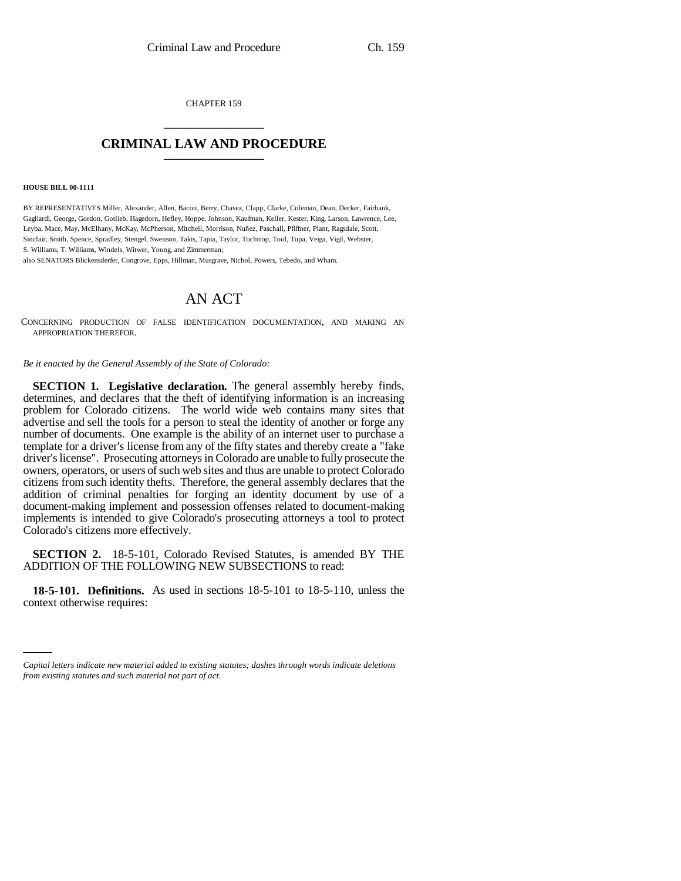CHAPTER 159

# CRIMINAL LAW AND PROCEDURE

**HOUSE BILL 00-1111**

BY REPRESENTATIVES Miller, Alexander, Allen, Bacon, Berry, Chavez, Clapp, Clarke, Coleman, Dean, Decker, Fairbank, Gagliardi, George, Gordon, Gotlieb, Hagedorn, Hefley, Hoppe, Johnson, Kaufman, Keller, Kester, King, Larson, Lawrence, Lee, Leyba, Mace, May, McElhany, McKay, McPherson, Mitchell, Morrison, Nuñez, Paschall, Pfiffner, Plant, Ragsdale, Scott, Sinclair, Smith, Spence, Spradley, Stengel, Swenson, Takis, Tapia, Taylor, Tochtrop, Tool, Tupa, Veiga, Vigil, Webster, S. Williams, T. Williams, Windels, Witwer, Young, and Zimmerman;

also SENATORS Blickensderfer, Congrove, Epps, Hillman, Musgrave, Nichol, Powers, Tebedo, and Wham.

# AN ACT

CONCERNING PRODUCTION OF FALSE IDENTIFICATION DOCUMENTATION, AND MAKING AN APPROPRIATION THEREFOR.

*Be it enacted by the General Assembly of the State of Colorado:*

**SECTION 1. Legislative declaration.** The general assembly hereby finds, determines, and declares that the theft of identifying information is an increasing problem for Colorado citizens. The world wide web contains many sites that advertise and sell the tools for a person to steal the identity of another or forge any number of documents. One example is the ability of an internet user to purchase a template for a driver's license from any of the fifty states and thereby create a "fake driver's license". Prosecuting attorneys in Colorado are unable to fully prosecute the owners, operators, or users of such web sites and thus are unable to protect Colorado citizens from such identity thefts. Therefore, the general assembly declares that the addition of criminal penalties for forging an identity document by use of a document-making implement and possession offenses related to document-making implements is intended to give Colorado's prosecuting attorneys a tool to protect Colorado's citizens more effectively.

**SECTION 2.** 18-5-101, Colorado Revised Statutes, is amended BY THE ADDITION OF THE FOLLOWING NEW SUBSECTIONS to read:

**18-5-101. Definitions.** As used in sections 18-5-101 to 18-5-110, unless the context otherwise requires:

*Capital letters indicate new material added to existing statutes; dashes through words indicate deletions from existing statutes and such material not part of act.*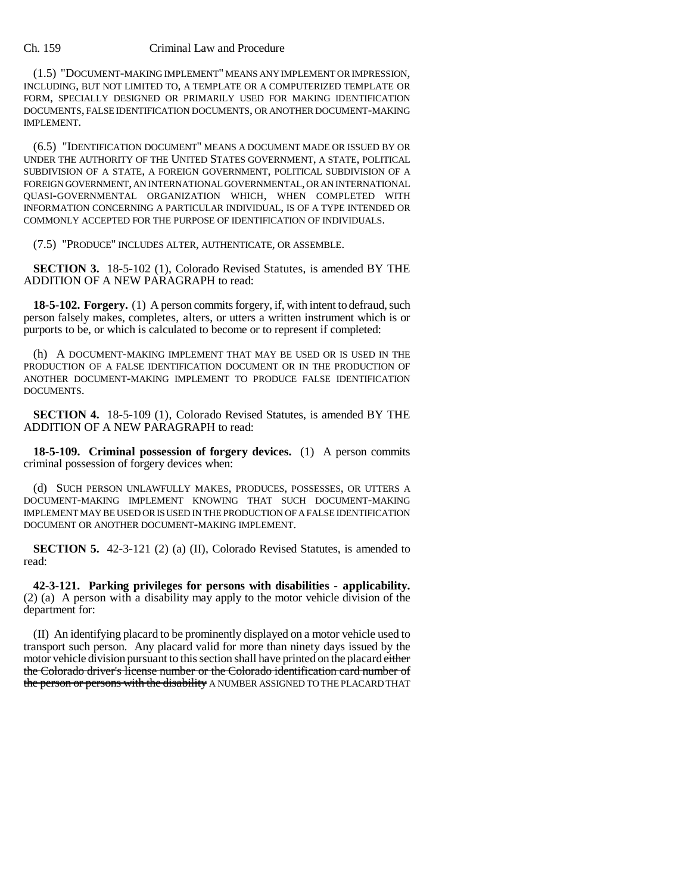(1.5) "DOCUMENT-MAKING IMPLEMENT" MEANS ANY IMPLEMENT OR IMPRESSION, INCLUDING, BUT NOT LIMITED TO, A TEMPLATE OR A COMPUTERIZED TEMPLATE OR FORM, SPECIALLY DESIGNED OR PRIMARILY USED FOR MAKING IDENTIFICATION DOCUMENTS, FALSE IDENTIFICATION DOCUMENTS, OR ANOTHER DOCUMENT-MAKING IMPLEMENT.

(6.5) "IDENTIFICATION DOCUMENT" MEANS A DOCUMENT MADE OR ISSUED BY OR UNDER THE AUTHORITY OF THE UNITED STATES GOVERNMENT, A STATE, POLITICAL SUBDIVISION OF A STATE, A FOREIGN GOVERNMENT, POLITICAL SUBDIVISION OF A FOREIGN GOVERNMENT, AN INTERNATIONAL GOVERNMENTAL, OR AN INTERNATIONAL QUASI-GOVERNMENTAL ORGANIZATION WHICH, WHEN COMPLETED WITH INFORMATION CONCERNING A PARTICULAR INDIVIDUAL, IS OF A TYPE INTENDED OR COMMONLY ACCEPTED FOR THE PURPOSE OF IDENTIFICATION OF INDIVIDUALS.

(7.5) "PRODUCE" INCLUDES ALTER, AUTHENTICATE, OR ASSEMBLE.

**SECTION 3.** 18-5-102 (1), Colorado Revised Statutes, is amended BY THE ADDITION OF A NEW PARAGRAPH to read:

**18-5-102. Forgery.** (1) A person commits forgery, if, with intent to defraud, such person falsely makes, completes, alters, or utters a written instrument which is or purports to be, or which is calculated to become or to represent if completed:

(h) A DOCUMENT-MAKING IMPLEMENT THAT MAY BE USED OR IS USED IN THE PRODUCTION OF A FALSE IDENTIFICATION DOCUMENT OR IN THE PRODUCTION OF ANOTHER DOCUMENT-MAKING IMPLEMENT TO PRODUCE FALSE IDENTIFICATION DOCUMENTS.

**SECTION 4.** 18-5-109 (1), Colorado Revised Statutes, is amended BY THE ADDITION OF A NEW PARAGRAPH to read:

**18-5-109. Criminal possession of forgery devices.** (1) A person commits criminal possession of forgery devices when:

(d) SUCH PERSON UNLAWFULLY MAKES, PRODUCES, POSSESSES, OR UTTERS A DOCUMENT-MAKING IMPLEMENT KNOWING THAT SUCH DOCUMENT-MAKING IMPLEMENT MAY BE USED OR IS USED IN THE PRODUCTION OF A FALSE IDENTIFICATION DOCUMENT OR ANOTHER DOCUMENT-MAKING IMPLEMENT.

**SECTION 5.** 42-3-121 (2) (a) (II), Colorado Revised Statutes, is amended to read:

**42-3-121. Parking privileges for persons with disabilities - applicability.** (2) (a) A person with a disability may apply to the motor vehicle division of the department for:

(II) An identifying placard to be prominently displayed on a motor vehicle used to transport such person. Any placard valid for more than ninety days issued by the motor vehicle division pursuant to this section shall have printed on the placard ~~either the Colorado driver's license number or the Colorado identification card number of the person or persons with the disability~~ A NUMBER ASSIGNED TO THE PLACARD THAT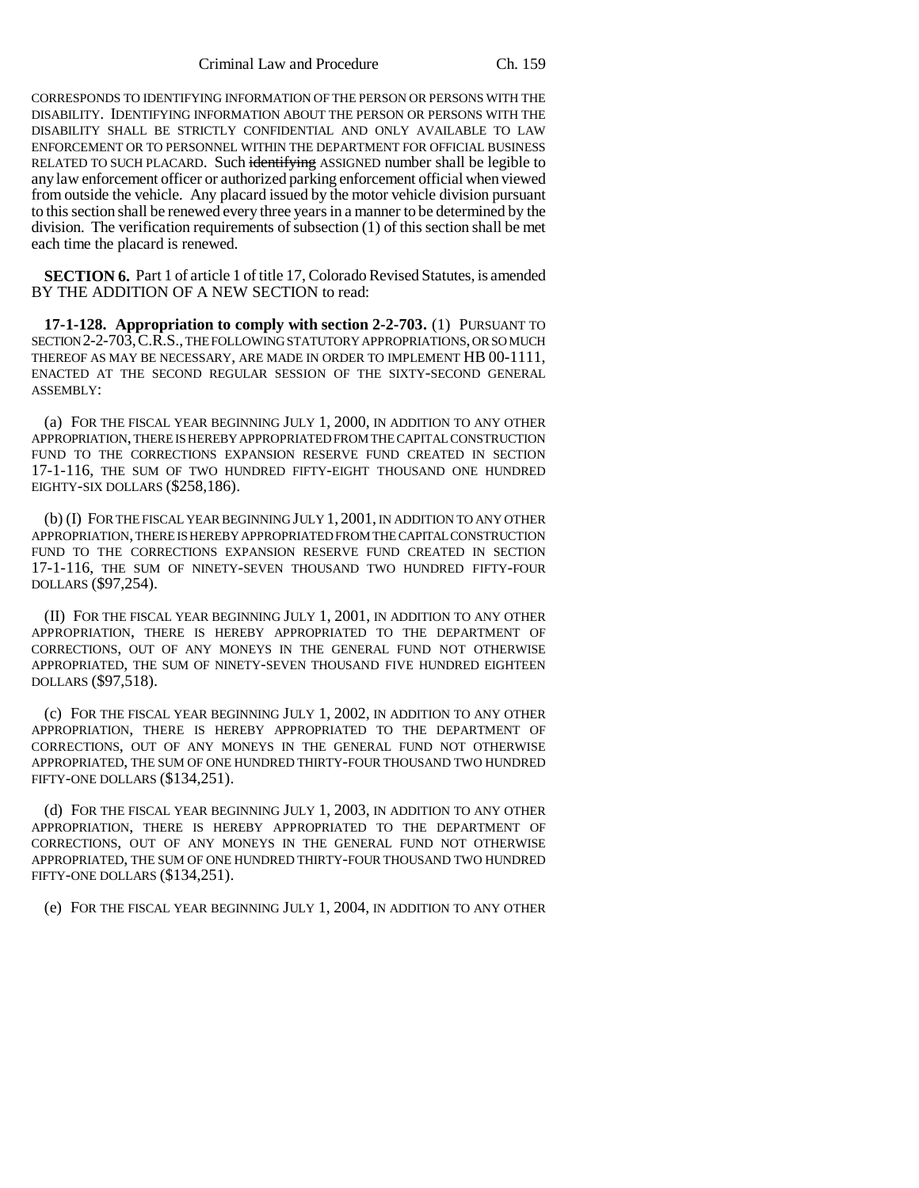CORRESPONDS TO IDENTIFYING INFORMATION OF THE PERSON OR PERSONS WITH THE DISABILITY. IDENTIFYING INFORMATION ABOUT THE PERSON OR PERSONS WITH THE DISABILITY SHALL BE STRICTLY CONFIDENTIAL AND ONLY AVAILABLE TO LAW ENFORCEMENT OR TO PERSONNEL WITHIN THE DEPARTMENT FOR OFFICIAL BUSINESS RELATED TO SUCH PLACARD. Such ~~identifying~~ ASSIGNED number shall be legible to any law enforcement officer or authorized parking enforcement official when viewed from outside the vehicle. Any placard issued by the motor vehicle division pursuant to this section shall be renewed every three years in a manner to be determined by the division. The verification requirements of subsection (1) of this section shall be met each time the placard is renewed.

**SECTION 6.** Part 1 of article 1 of title 17, Colorado Revised Statutes, is amended BY THE ADDITION OF A NEW SECTION to read:

**17-1-128. Appropriation to comply with section 2-2-703.** (1) PURSUANT TO SECTION 2-2-703, C.R.S., THE FOLLOWING STATUTORY APPROPRIATIONS, OR SO MUCH THEREOF AS MAY BE NECESSARY, ARE MADE IN ORDER TO IMPLEMENT HB 00-1111, ENACTED AT THE SECOND REGULAR SESSION OF THE SIXTY-SECOND GENERAL ASSEMBLY:

(a) FOR THE FISCAL YEAR BEGINNING JULY 1, 2000, IN ADDITION TO ANY OTHER APPROPRIATION, THERE IS HEREBY APPROPRIATED FROM THE CAPITAL CONSTRUCTION FUND TO THE CORRECTIONS EXPANSION RESERVE FUND CREATED IN SECTION 17-1-116, THE SUM OF TWO HUNDRED FIFTY-EIGHT THOUSAND ONE HUNDRED EIGHTY-SIX DOLLARS ($258,186).

(b) (I) FOR THE FISCAL YEAR BEGINNING JULY 1, 2001, IN ADDITION TO ANY OTHER APPROPRIATION, THERE IS HEREBY APPROPRIATED FROM THE CAPITAL CONSTRUCTION FUND TO THE CORRECTIONS EXPANSION RESERVE FUND CREATED IN SECTION 17-1-116, THE SUM OF NINETY-SEVEN THOUSAND TWO HUNDRED FIFTY-FOUR DOLLARS ($97,254).

(II) FOR THE FISCAL YEAR BEGINNING JULY 1, 2001, IN ADDITION TO ANY OTHER APPROPRIATION, THERE IS HEREBY APPROPRIATED TO THE DEPARTMENT OF CORRECTIONS, OUT OF ANY MONEYS IN THE GENERAL FUND NOT OTHERWISE APPROPRIATED, THE SUM OF NINETY-SEVEN THOUSAND FIVE HUNDRED EIGHTEEN DOLLARS ($97,518).

(c) FOR THE FISCAL YEAR BEGINNING JULY 1, 2002, IN ADDITION TO ANY OTHER APPROPRIATION, THERE IS HEREBY APPROPRIATED TO THE DEPARTMENT OF CORRECTIONS, OUT OF ANY MONEYS IN THE GENERAL FUND NOT OTHERWISE APPROPRIATED, THE SUM OF ONE HUNDRED THIRTY-FOUR THOUSAND TWO HUNDRED FIFTY-ONE DOLLARS ($134,251).

(d) FOR THE FISCAL YEAR BEGINNING JULY 1, 2003, IN ADDITION TO ANY OTHER APPROPRIATION, THERE IS HEREBY APPROPRIATED TO THE DEPARTMENT OF CORRECTIONS, OUT OF ANY MONEYS IN THE GENERAL FUND NOT OTHERWISE APPROPRIATED, THE SUM OF ONE HUNDRED THIRTY-FOUR THOUSAND TWO HUNDRED FIFTY-ONE DOLLARS ($134,251).

(e) FOR THE FISCAL YEAR BEGINNING JULY 1, 2004, IN ADDITION TO ANY OTHER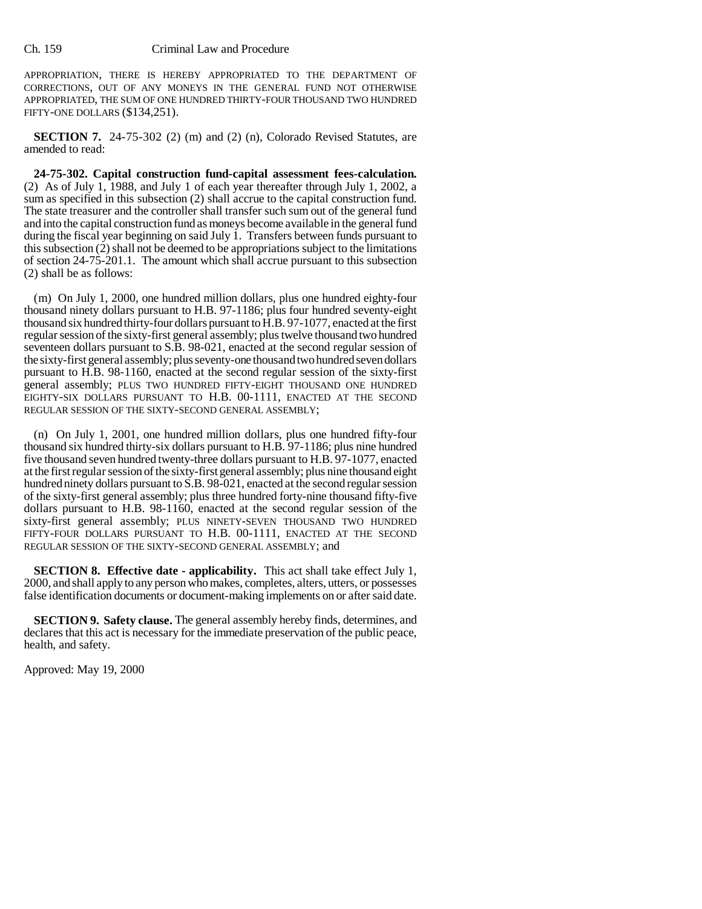APPROPRIATION, THERE IS HEREBY APPROPRIATED TO THE DEPARTMENT OF CORRECTIONS, OUT OF ANY MONEYS IN THE GENERAL FUND NOT OTHERWISE APPROPRIATED, THE SUM OF ONE HUNDRED THIRTY-FOUR THOUSAND TWO HUNDRED FIFTY-ONE DOLLARS ($134,251).

**SECTION 7.** 24-75-302 (2) (m) and (2) (n), Colorado Revised Statutes, are amended to read:

**24-75-302. Capital construction fund-capital assessment fees-calculation.** (2) As of July 1, 1988, and July 1 of each year thereafter through July 1, 2002, a sum as specified in this subsection (2) shall accrue to the capital construction fund. The state treasurer and the controller shall transfer such sum out of the general fund and into the capital construction fund as moneys become available in the general fund during the fiscal year beginning on said July 1. Transfers between funds pursuant to this subsection (2) shall not be deemed to be appropriations subject to the limitations of section 24-75-201.1. The amount which shall accrue pursuant to this subsection (2) shall be as follows:

(m) On July 1, 2000, one hundred million dollars, plus one hundred eighty-four thousand ninety dollars pursuant to H.B. 97-1186; plus four hundred seventy-eight thousand six hundred thirty-four dollars pursuant to H.B. 97-1077, enacted at the first regular session of the sixty-first general assembly; plus twelve thousand two hundred seventeen dollars pursuant to S.B. 98-021, enacted at the second regular session of the sixty-first general assembly; plus seventy-one thousand two hundred seven dollars pursuant to H.B. 98-1160, enacted at the second regular session of the sixty-first general assembly; PLUS TWO HUNDRED FIFTY-EIGHT THOUSAND ONE HUNDRED EIGHTY-SIX DOLLARS PURSUANT TO H.B. 00-1111, ENACTED AT THE SECOND REGULAR SESSION OF THE SIXTY-SECOND GENERAL ASSEMBLY;

(n) On July 1, 2001, one hundred million dollars, plus one hundred fifty-four thousand six hundred thirty-six dollars pursuant to H.B. 97-1186; plus nine hundred five thousand seven hundred twenty-three dollars pursuant to H.B. 97-1077, enacted at the first regular session of the sixty-first general assembly; plus nine thousand eight hundred ninety dollars pursuant to S.B. 98-021, enacted at the second regular session of the sixty-first general assembly; plus three hundred forty-nine thousand fifty-five dollars pursuant to H.B. 98-1160, enacted at the second regular session of the sixty-first general assembly; PLUS NINETY-SEVEN THOUSAND TWO HUNDRED FIFTY-FOUR DOLLARS PURSUANT TO H.B. 00-1111, ENACTED AT THE SECOND REGULAR SESSION OF THE SIXTY-SECOND GENERAL ASSEMBLY; and

**SECTION 8. Effective date - applicability.** This act shall take effect July 1, 2000, and shall apply to any person who makes, completes, alters, utters, or possesses false identification documents or document-making implements on or after said date.

**SECTION 9. Safety clause.** The general assembly hereby finds, determines, and declares that this act is necessary for the immediate preservation of the public peace, health, and safety.

Approved: May 19, 2000